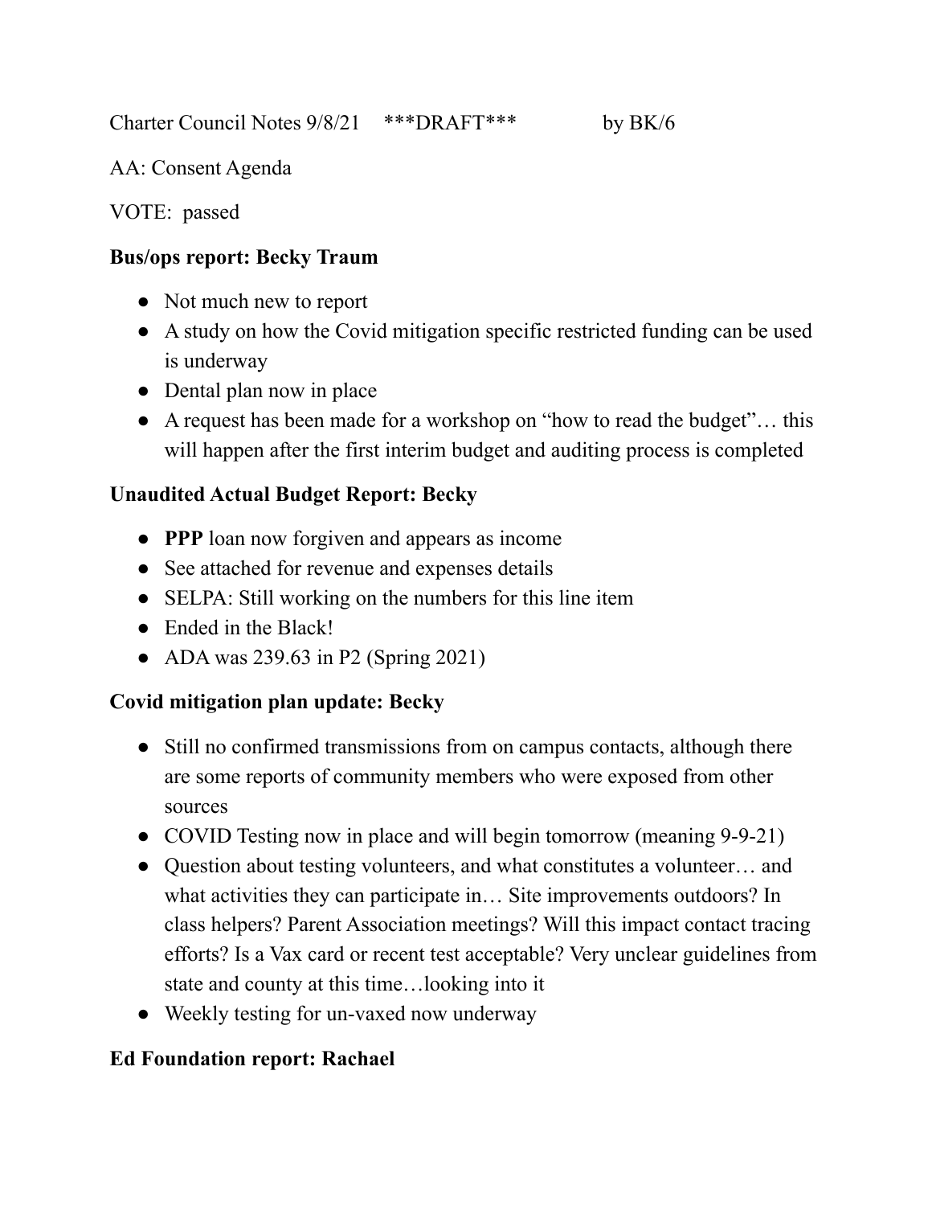Charter Council Notes 9/8/21 ***DRAFT*** by BK/6

AA: Consent Agenda

VOTE: passed

**Bus/ops report: Becky Traum**

- Not much new to report
- A study on how the Covid mitigation specific restricted funding can be used is underway
- Dental plan now in place
- A request has been made for a workshop on "how to read the budget"… this will happen after the first interim budget and auditing process is completed

**Unaudited Actual Budget Report: Becky**

- **PPP** loan now forgiven and appears as income
- See attached for revenue and expenses details
- SELPA: Still working on the numbers for this line item
- Ended in the Black!
- ADA was 239.63 in P2 (Spring 2021)

**Covid mitigation plan update: Becky**

- Still no confirmed transmissions from on campus contacts, although there are some reports of community members who were exposed from other sources
- COVID Testing now in place and will begin tomorrow (meaning 9-9-21)
- Question about testing volunteers, and what constitutes a volunteer… and what activities they can participate in… Site improvements outdoors? In class helpers? Parent Association meetings? Will this impact contact tracing efforts? Is a Vax card or recent test acceptable? Very unclear guidelines from state and county at this time…looking into it
- Weekly testing for un-vaxed now underway

**Ed Foundation report: Rachael**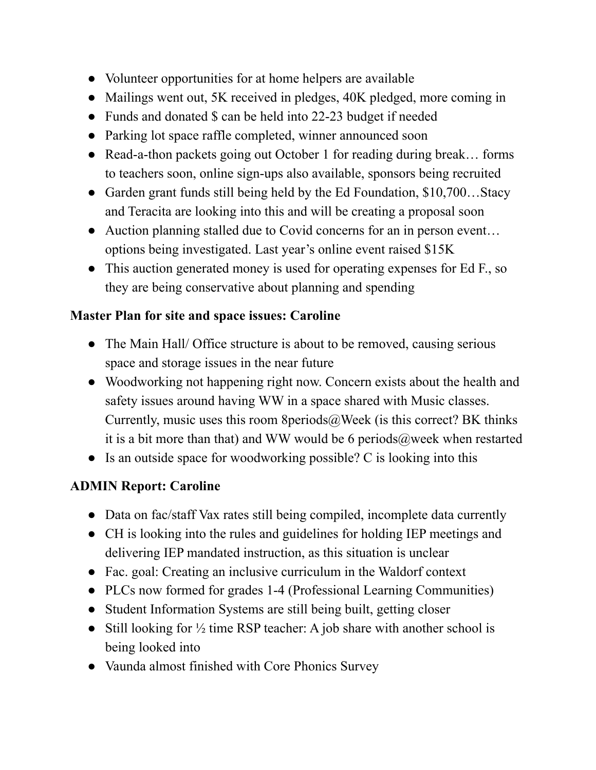- Volunteer opportunities for at home helpers are available
- Mailings went out, 5K received in pledges, 40K pledged, more coming in
- Funds and donated $ can be held into 22-23 budget if needed
- Parking lot space raffle completed, winner announced soon
- Read-a-thon packets going out October 1 for reading during break… forms to teachers soon, online sign-ups also available, sponsors being recruited
- Garden grant funds still being held by the Ed Foundation, $10,700…Stacy and Teracita are looking into this and will be creating a proposal soon
- Auction planning stalled due to Covid concerns for an in person event… options being investigated. Last year's online event raised $15K
- This auction generated money is used for operating expenses for Ed F., so they are being conservative about planning and spending

**Master Plan for site and space issues: Caroline**

- The Main Hall/ Office structure is about to be removed, causing serious space and storage issues in the near future
- Woodworking not happening right now. Concern exists about the health and safety issues around having WW in a space shared with Music classes. Currently, music uses this room 8periods@Week (is this correct? BK thinks it is a bit more than that) and WW would be 6 periods@week when restarted
- Is an outside space for woodworking possible? C is looking into this

**ADMIN Report: Caroline**

- Data on fac/staff Vax rates still being compiled, incomplete data currently
- CH is looking into the rules and guidelines for holding IEP meetings and delivering IEP mandated instruction, as this situation is unclear
- Fac. goal: Creating an inclusive curriculum in the Waldorf context
- PLCs now formed for grades 1-4 (Professional Learning Communities)
- Student Information Systems are still being built, getting closer
- Still looking for ½ time RSP teacher: A job share with another school is being looked into
- Vaunda almost finished with Core Phonics Survey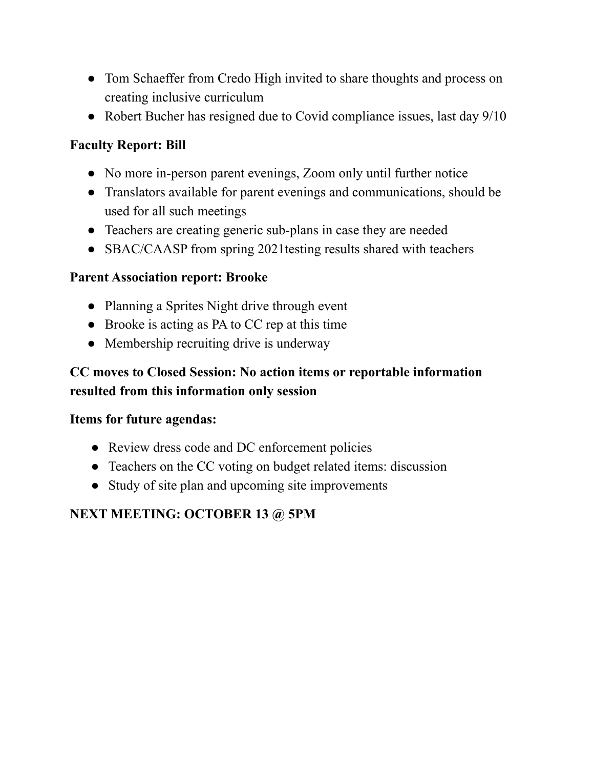- Tom Schaeffer from Credo High invited to share thoughts and process on creating inclusive curriculum
- Robert Bucher has resigned due to Covid compliance issues, last day 9/10

**Faculty Report: Bill**

- No more in-person parent evenings, Zoom only until further notice
- Translators available for parent evenings and communications, should be used for all such meetings
- Teachers are creating generic sub-plans in case they are needed
- SBAC/CAASP from spring 2021testing results shared with teachers

**Parent Association report: Brooke**

- Planning a Sprites Night drive through event
- Brooke is acting as PA to CC rep at this time
- Membership recruiting drive is underway

**CC moves to Closed Session: No action items or reportable information resulted from this information only session**

**Items for future agendas:**

- Review dress code and DC enforcement policies
- Teachers on the CC voting on budget related items: discussion
- Study of site plan and upcoming site improvements

**NEXT MEETING: OCTOBER 13 @ 5PM**